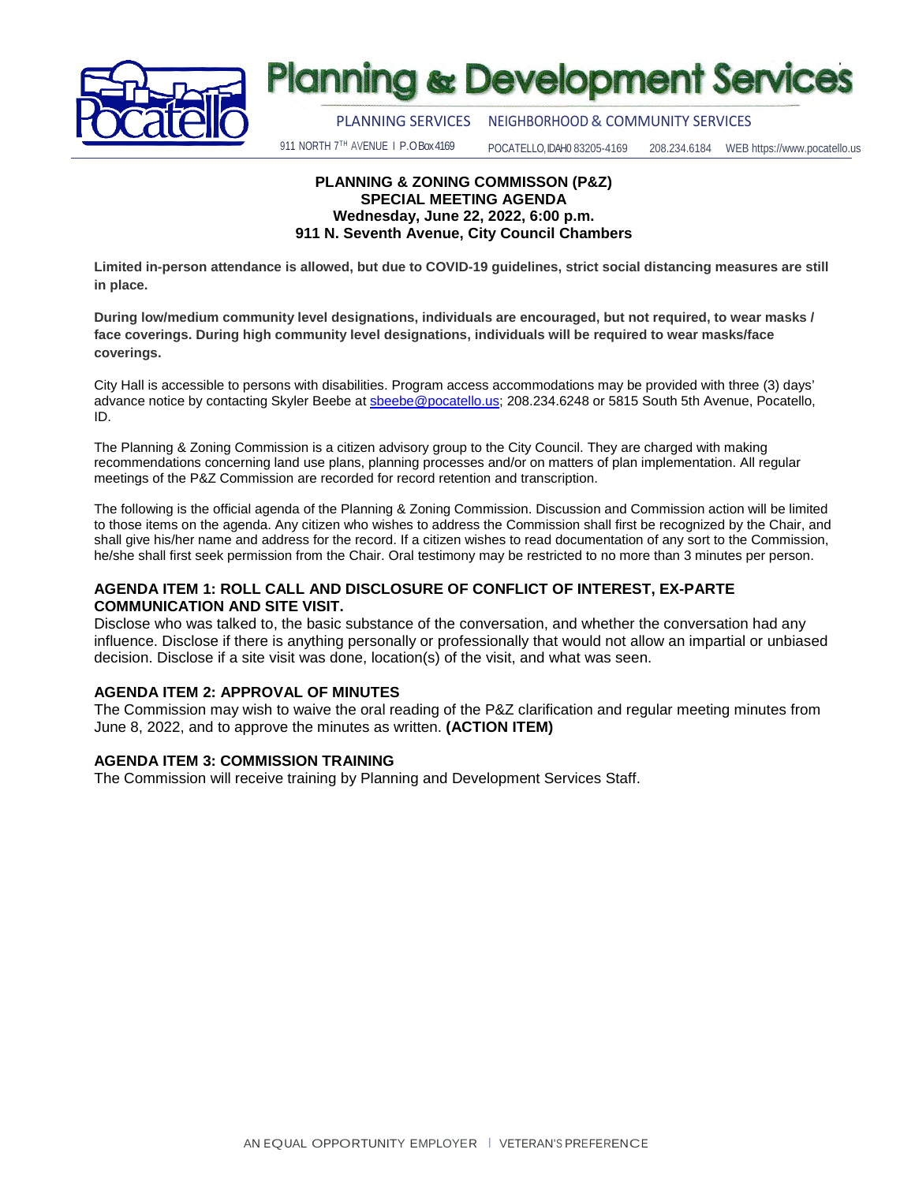# Planning & Development Services

PLANNING SERVICES NEIGHBORHOOD & COMMUNITY SERVICES

911 NORTH 7TH AVENUE | P.O Box 4169 POCATELLO, IDAHO 83205-4169 208.234.6184 WEB https://www.pocatello.us

**PLANNING & ZONING COMMISSON (P&Z)**
**SPECIAL MEETING AGENDA**
**Wednesday, June 22, 2022, 6:00 p.m.**
**911 N. Seventh Avenue, City Council Chambers**

**Limited in-person attendance is allowed, but due to COVID-19 guidelines, strict social distancing measures are still in place.**

**During low/medium community level designations, individuals are encouraged, but not required, to wear masks / face coverings. During high community level designations, individuals will be required to wear masks/face coverings.**

City Hall is accessible to persons with disabilities. Program access accommodations may be provided with three (3) days' advance notice by contacting Skyler Beebe at sbeebe@pocatello.us; 208.234.6248 or 5815 South 5th Avenue, Pocatello, ID.

The Planning & Zoning Commission is a citizen advisory group to the City Council. They are charged with making recommendations concerning land use plans, planning processes and/or on matters of plan implementation. All regular meetings of the P&Z Commission are recorded for record retention and transcription.

The following is the official agenda of the Planning & Zoning Commission. Discussion and Commission action will be limited to those items on the agenda. Any citizen who wishes to address the Commission shall first be recognized by the Chair, and shall give his/her name and address for the record. If a citizen wishes to read documentation of any sort to the Commission, he/she shall first seek permission from the Chair. Oral testimony may be restricted to no more than 3 minutes per person.

### AGENDA ITEM 1: ROLL CALL AND DISCLOSURE OF CONFLICT OF INTEREST, EX-PARTE COMMUNICATION AND SITE VISIT.

Disclose who was talked to, the basic substance of the conversation, and whether the conversation had any influence. Disclose if there is anything personally or professionally that would not allow an impartial or unbiased decision. Disclose if a site visit was done, location(s) of the visit, and what was seen.

### AGENDA ITEM 2: APPROVAL OF MINUTES

The Commission may wish to waive the oral reading of the P&Z clarification and regular meeting minutes from June 8, 2022, and to approve the minutes as written. **(ACTION ITEM)**

### AGENDA ITEM 3: COMMISSION TRAINING

The Commission will receive training by Planning and Development Services Staff.

AN EQUAL OPPORTUNITY EMPLOYER | VETERAN'S PREFERENCE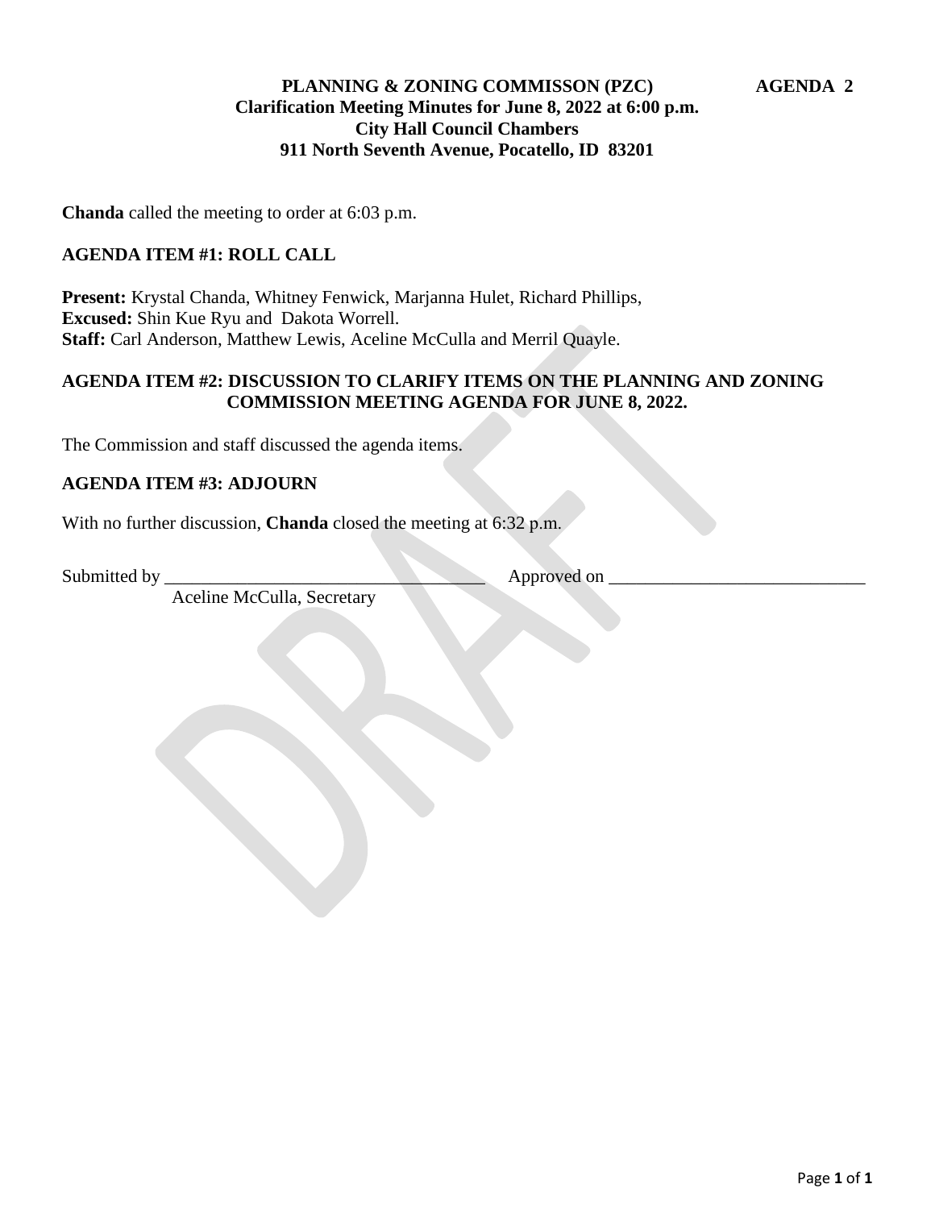# PLANNING & ZONING COMMISSON (PZC) AGENDA 2

**Clarification Meeting Minutes for June 8, 2022 at 6:00 p.m.**
**City Hall Council Chambers**
**911 North Seventh Avenue, Pocatello, ID 83201**

**Chanda** called the meeting to order at 6:03 p.m.

## AGENDA ITEM #1: ROLL CALL

**Present:** Krystal Chanda, Whitney Fenwick, Marjanna Hulet, Richard Phillips,
**Excused:** Shin Kue Ryu and Dakota Worrell.
**Staff:** Carl Anderson, Matthew Lewis, Aceline McCulla and Merril Quayle.

## AGENDA ITEM #2: DISCUSSION TO CLARIFY ITEMS ON THE PLANNING AND ZONING COMMISSION MEETING AGENDA FOR JUNE 8, 2022.

The Commission and staff discussed the agenda items.

## AGENDA ITEM #3: ADJOURN

With no further discussion, **Chanda** closed the meeting at 6:32 p.m.

Submitted by ___________________________________ Approved on ____________________________
Aceline McCulla, Secretary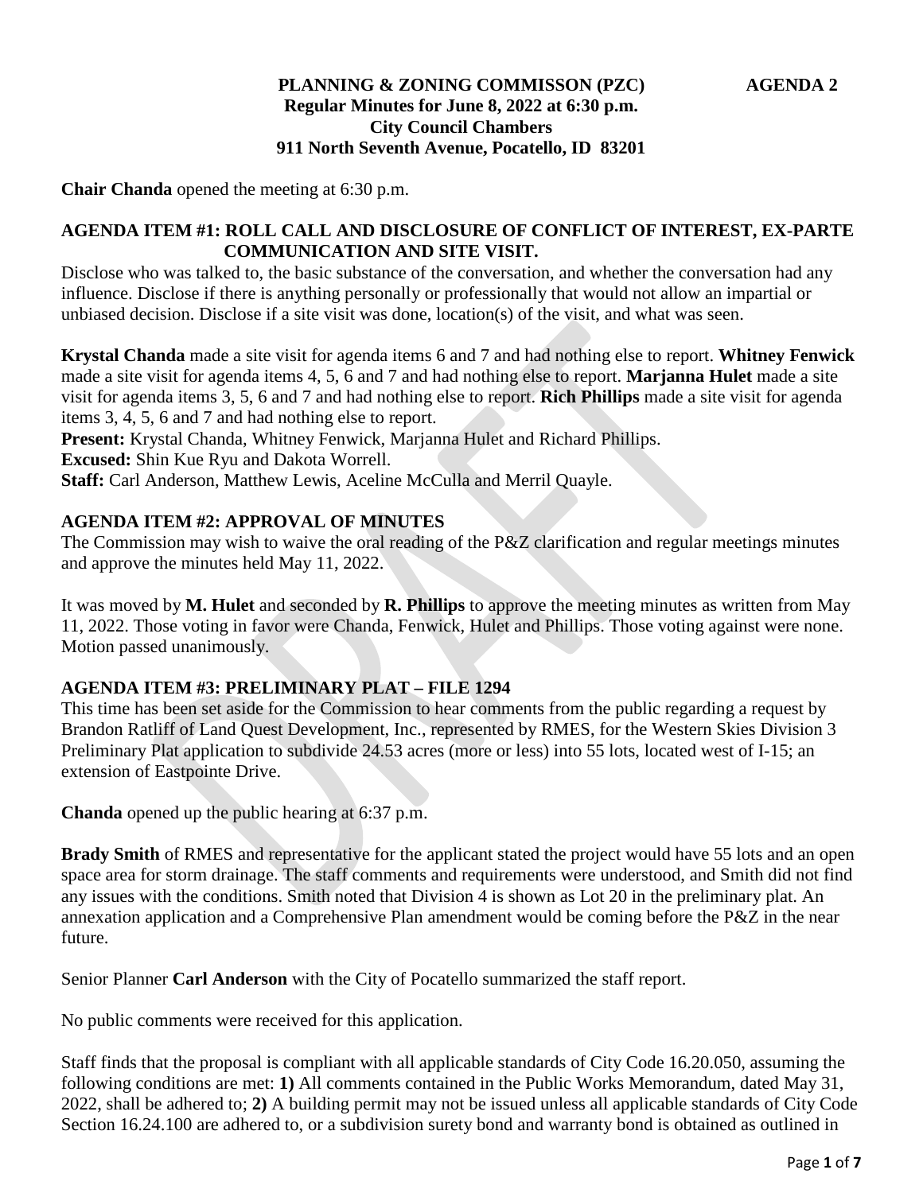**PLANNING & ZONING COMMISSON (PZC)** **AGENDA 2**
**Regular Minutes for June 8, 2022 at 6:30 p.m.**
**City Council Chambers**
**911 North Seventh Avenue, Pocatello, ID 83201**

**Chair Chanda** opened the meeting at 6:30 p.m.

**AGENDA ITEM #1: ROLL CALL AND DISCLOSURE OF CONFLICT OF INTEREST, EX-PARTE COMMUNICATION AND SITE VISIT.**

Disclose who was talked to, the basic substance of the conversation, and whether the conversation had any influence. Disclose if there is anything personally or professionally that would not allow an impartial or unbiased decision. Disclose if a site visit was done, location(s) of the visit, and what was seen.

**Krystal Chanda** made a site visit for agenda items 6 and 7 and had nothing else to report. **Whitney Fenwick** made a site visit for agenda items 4, 5, 6 and 7 and had nothing else to report. **Marjanna Hulet** made a site visit for agenda items 3, 5, 6 and 7 and had nothing else to report. **Rich Phillips** made a site visit for agenda items 3, 4, 5, 6 and 7 and had nothing else to report.

**Present:** Krystal Chanda, Whitney Fenwick, Marjanna Hulet and Richard Phillips.
**Excused:** Shin Kue Ryu and Dakota Worrell.
**Staff:** Carl Anderson, Matthew Lewis, Aceline McCulla and Merril Quayle.

**AGENDA ITEM #2: APPROVAL OF MINUTES**

The Commission may wish to waive the oral reading of the P&Z clarification and regular meetings minutes and approve the minutes held May 11, 2022.

It was moved by **M. Hulet** and seconded by **R. Phillips** to approve the meeting minutes as written from May 11, 2022. Those voting in favor were Chanda, Fenwick, Hulet and Phillips. Those voting against were none. Motion passed unanimously.

**AGENDA ITEM #3: PRELIMINARY PLAT – FILE 1294**

This time has been set aside for the Commission to hear comments from the public regarding a request by Brandon Ratliff of Land Quest Development, Inc., represented by RMES, for the Western Skies Division 3 Preliminary Plat application to subdivide 24.53 acres (more or less) into 55 lots, located west of I-15; an extension of Eastpointe Drive.

**Chanda** opened up the public hearing at 6:37 p.m.

**Brady Smith** of RMES and representative for the applicant stated the project would have 55 lots and an open space area for storm drainage. The staff comments and requirements were understood, and Smith did not find any issues with the conditions. Smith noted that Division 4 is shown as Lot 20 in the preliminary plat. An annexation application and a Comprehensive Plan amendment would be coming before the P&Z in the near future.

Senior Planner **Carl Anderson** with the City of Pocatello summarized the staff report.

No public comments were received for this application.

Staff finds that the proposal is compliant with all applicable standards of City Code 16.20.050, assuming the following conditions are met: **1)** All comments contained in the Public Works Memorandum, dated May 31, 2022, shall be adhered to; **2)** A building permit may not be issued unless all applicable standards of City Code Section 16.24.100 are adhered to, or a subdivision surety bond and warranty bond is obtained as outlined in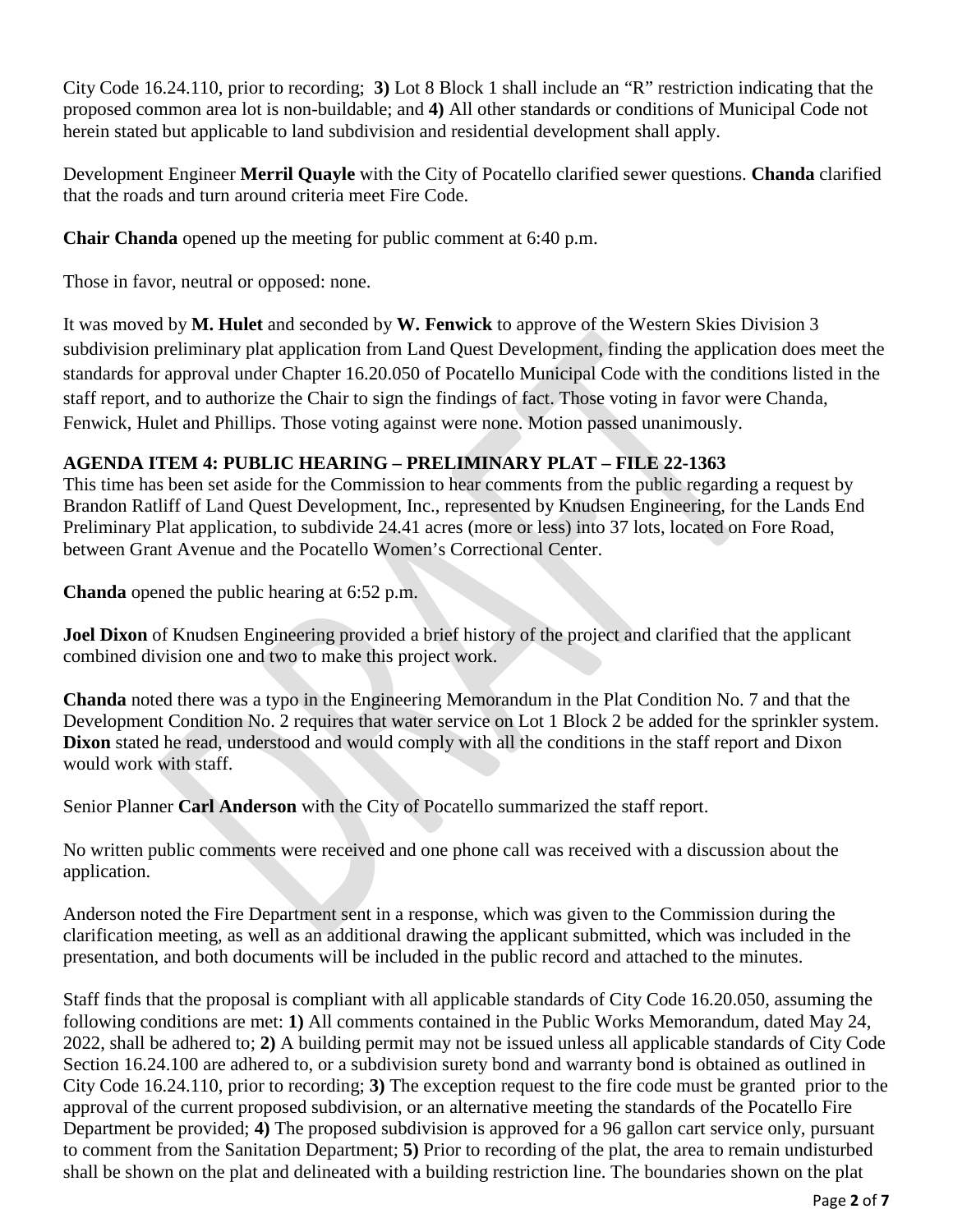City Code 16.24.110, prior to recording; **3)** Lot 8 Block 1 shall include an "R" restriction indicating that the proposed common area lot is non-buildable; and **4)** All other standards or conditions of Municipal Code not herein stated but applicable to land subdivision and residential development shall apply.

Development Engineer **Merril Quayle** with the City of Pocatello clarified sewer questions. **Chanda** clarified that the roads and turn around criteria meet Fire Code.

**Chair Chanda** opened up the meeting for public comment at 6:40 p.m.

Those in favor, neutral or opposed: none.

It was moved by **M. Hulet** and seconded by **W. Fenwick** to approve of the Western Skies Division 3 subdivision preliminary plat application from Land Quest Development, finding the application does meet the standards for approval under Chapter 16.20.050 of Pocatello Municipal Code with the conditions listed in the staff report, and to authorize the Chair to sign the findings of fact. Those voting in favor were Chanda, Fenwick, Hulet and Phillips. Those voting against were none. Motion passed unanimously.

**AGENDA ITEM 4: PUBLIC HEARING – PRELIMINARY PLAT – FILE 22-1363**

This time has been set aside for the Commission to hear comments from the public regarding a request by Brandon Ratliff of Land Quest Development, Inc., represented by Knudsen Engineering, for the Lands End Preliminary Plat application, to subdivide 24.41 acres (more or less) into 37 lots, located on Fore Road, between Grant Avenue and the Pocatello Women's Correctional Center.

**Chanda** opened the public hearing at 6:52 p.m.

**Joel Dixon** of Knudsen Engineering provided a brief history of the project and clarified that the applicant combined division one and two to make this project work.

**Chanda** noted there was a typo in the Engineering Memorandum in the Plat Condition No. 7 and that the Development Condition No. 2 requires that water service on Lot 1 Block 2 be added for the sprinkler system. **Dixon** stated he read, understood and would comply with all the conditions in the staff report and Dixon would work with staff.

Senior Planner **Carl Anderson** with the City of Pocatello summarized the staff report.

No written public comments were received and one phone call was received with a discussion about the application.

Anderson noted the Fire Department sent in a response, which was given to the Commission during the clarification meeting, as well as an additional drawing the applicant submitted, which was included in the presentation, and both documents will be included in the public record and attached to the minutes.

Staff finds that the proposal is compliant with all applicable standards of City Code 16.20.050, assuming the following conditions are met: **1)** All comments contained in the Public Works Memorandum, dated May 24, 2022, shall be adhered to; **2)** A building permit may not be issued unless all applicable standards of City Code Section 16.24.100 are adhered to, or a subdivision surety bond and warranty bond is obtained as outlined in City Code 16.24.110, prior to recording; **3)** The exception request to the fire code must be granted prior to the approval of the current proposed subdivision, or an alternative meeting the standards of the Pocatello Fire Department be provided; **4)** The proposed subdivision is approved for a 96 gallon cart service only, pursuant to comment from the Sanitation Department; **5)** Prior to recording of the plat, the area to remain undisturbed shall be shown on the plat and delineated with a building restriction line. The boundaries shown on the plat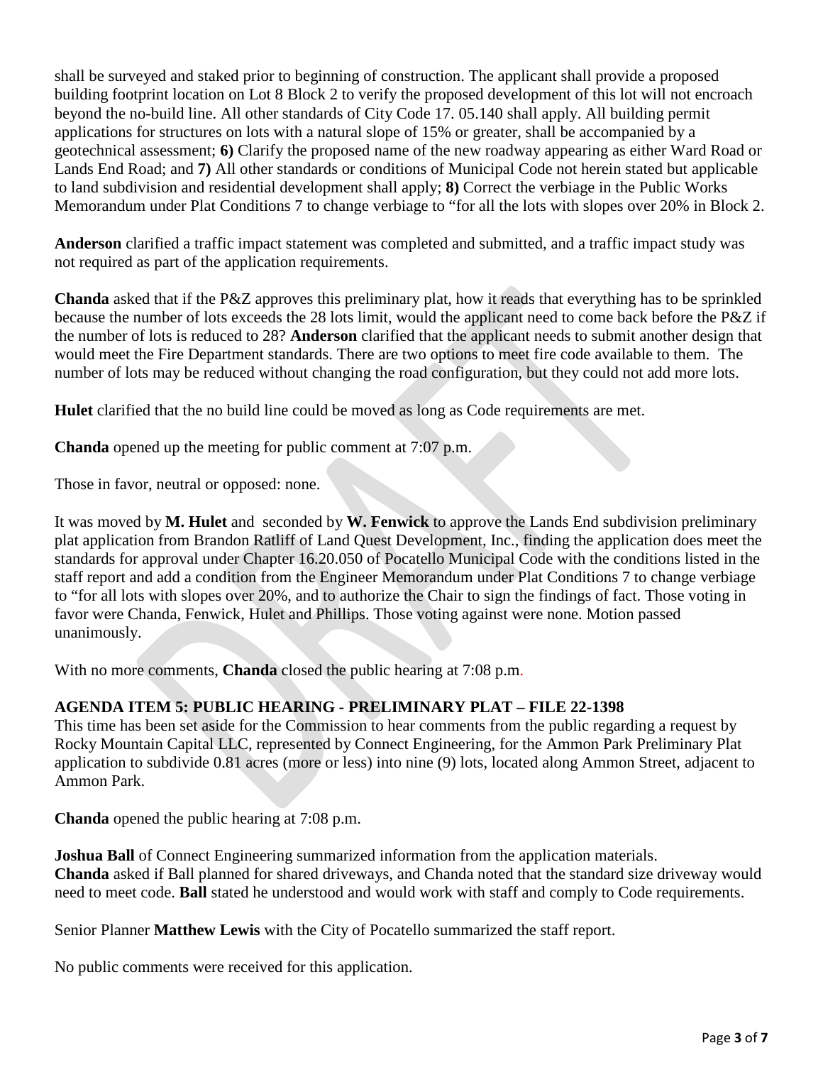shall be surveyed and staked prior to beginning of construction. The applicant shall provide a proposed building footprint location on Lot 8 Block 2 to verify the proposed development of this lot will not encroach beyond the no-build line. All other standards of City Code 17. 05.140 shall apply. All building permit applications for structures on lots with a natural slope of 15% or greater, shall be accompanied by a geotechnical assessment; **6)** Clarify the proposed name of the new roadway appearing as either Ward Road or Lands End Road; and **7)** All other standards or conditions of Municipal Code not herein stated but applicable to land subdivision and residential development shall apply; **8)** Correct the verbiage in the Public Works Memorandum under Plat Conditions 7 to change verbiage to "for all the lots with slopes over 20% in Block 2.

**Anderson** clarified a traffic impact statement was completed and submitted, and a traffic impact study was not required as part of the application requirements.

**Chanda** asked that if the P&Z approves this preliminary plat, how it reads that everything has to be sprinkled because the number of lots exceeds the 28 lots limit, would the applicant need to come back before the P&Z if the number of lots is reduced to 28? **Anderson** clarified that the applicant needs to submit another design that would meet the Fire Department standards. There are two options to meet fire code available to them. The number of lots may be reduced without changing the road configuration, but they could not add more lots.

**Hulet** clarified that the no build line could be moved as long as Code requirements are met.

**Chanda** opened up the meeting for public comment at 7:07 p.m.

Those in favor, neutral or opposed: none.

It was moved by **M. Hulet** and seconded by **W. Fenwick** to approve the Lands End subdivision preliminary plat application from Brandon Ratliff of Land Quest Development, Inc., finding the application does meet the standards for approval under Chapter 16.20.050 of Pocatello Municipal Code with the conditions listed in the staff report and add a condition from the Engineer Memorandum under Plat Conditions 7 to change verbiage to "for all lots with slopes over 20%, and to authorize the Chair to sign the findings of fact. Those voting in favor were Chanda, Fenwick, Hulet and Phillips. Those voting against were none. Motion passed unanimously.

With no more comments, **Chanda** closed the public hearing at 7:08 p.m.

**AGENDA ITEM 5: PUBLIC HEARING - PRELIMINARY PLAT – FILE 22-1398**

This time has been set aside for the Commission to hear comments from the public regarding a request by Rocky Mountain Capital LLC, represented by Connect Engineering, for the Ammon Park Preliminary Plat application to subdivide 0.81 acres (more or less) into nine (9) lots, located along Ammon Street, adjacent to Ammon Park.

**Chanda** opened the public hearing at 7:08 p.m.

**Joshua Ball** of Connect Engineering summarized information from the application materials.
**Chanda** asked if Ball planned for shared driveways, and Chanda noted that the standard size driveway would need to meet code. **Ball** stated he understood and would work with staff and comply to Code requirements.

Senior Planner **Matthew Lewis** with the City of Pocatello summarized the staff report.

No public comments were received for this application.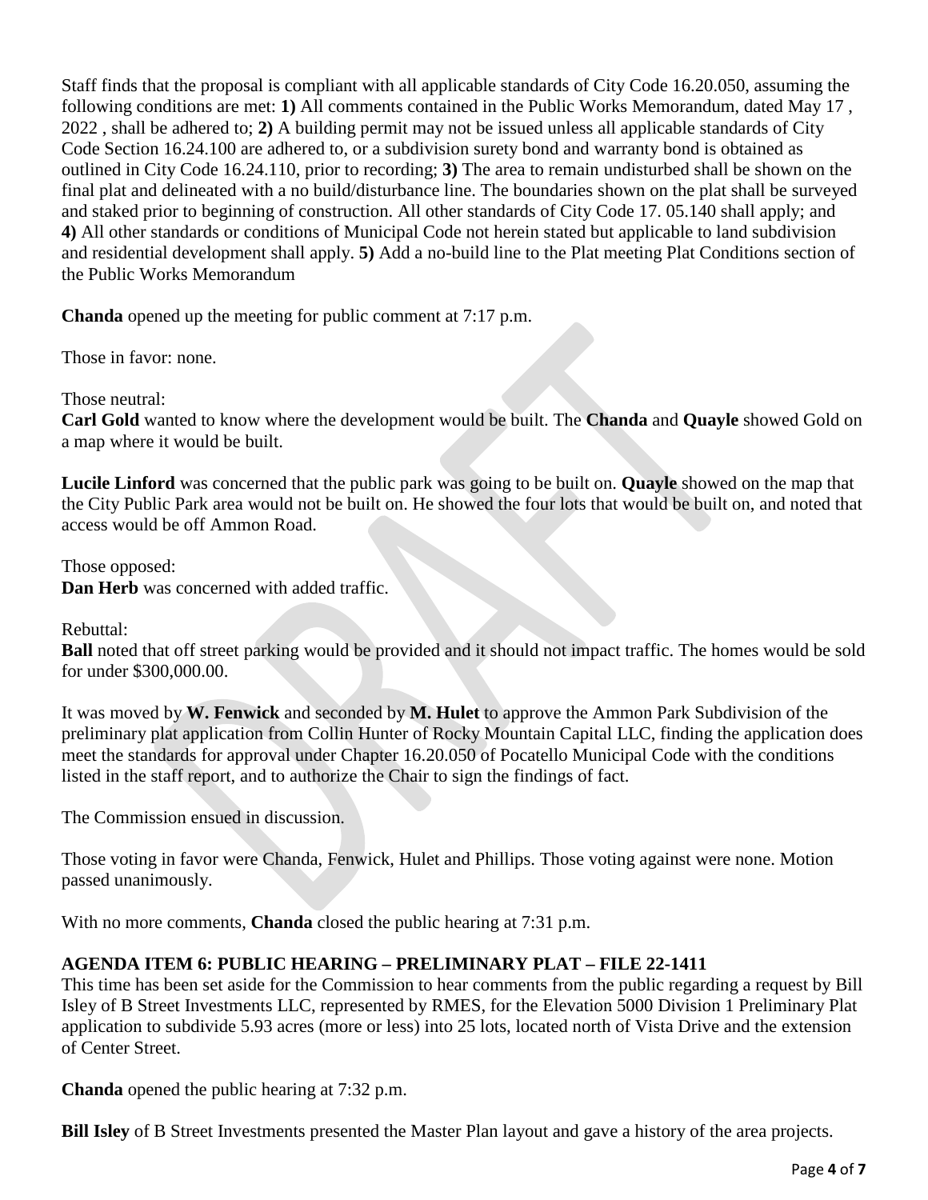Staff finds that the proposal is compliant with all applicable standards of City Code 16.20.050, assuming the following conditions are met: **1)** All comments contained in the Public Works Memorandum, dated May 17 , 2022 , shall be adhered to; **2)** A building permit may not be issued unless all applicable standards of City Code Section 16.24.100 are adhered to, or a subdivision surety bond and warranty bond is obtained as outlined in City Code 16.24.110, prior to recording; **3)** The area to remain undisturbed shall be shown on the final plat and delineated with a no build/disturbance line. The boundaries shown on the plat shall be surveyed and staked prior to beginning of construction. All other standards of City Code 17. 05.140 shall apply; and **4)** All other standards or conditions of Municipal Code not herein stated but applicable to land subdivision and residential development shall apply. **5)** Add a no-build line to the Plat meeting Plat Conditions section of the Public Works Memorandum

**Chanda** opened up the meeting for public comment at 7:17 p.m.

Those in favor: none.

Those neutral:
**Carl Gold** wanted to know where the development would be built. The **Chanda** and **Quayle** showed Gold on a map where it would be built.

**Lucile Linford** was concerned that the public park was going to be built on. **Quayle** showed on the map that the City Public Park area would not be built on. He showed the four lots that would be built on, and noted that access would be off Ammon Road.

Those opposed:
**Dan Herb** was concerned with added traffic.

Rebuttal:
**Ball** noted that off street parking would be provided and it should not impact traffic. The homes would be sold for under $300,000.00.

It was moved by **W. Fenwick** and seconded by **M. Hulet** to approve the Ammon Park Subdivision of the preliminary plat application from Collin Hunter of Rocky Mountain Capital LLC, finding the application does meet the standards for approval under Chapter 16.20.050 of Pocatello Municipal Code with the conditions listed in the staff report, and to authorize the Chair to sign the findings of fact.

The Commission ensued in discussion.

Those voting in favor were Chanda, Fenwick, Hulet and Phillips. Those voting against were none. Motion passed unanimously.

With no more comments, **Chanda** closed the public hearing at 7:31 p.m.

**AGENDA ITEM 6: PUBLIC HEARING – PRELIMINARY PLAT – FILE 22-1411**

This time has been set aside for the Commission to hear comments from the public regarding a request by Bill Isley of B Street Investments LLC, represented by RMES, for the Elevation 5000 Division 1 Preliminary Plat application to subdivide 5.93 acres (more or less) into 25 lots, located north of Vista Drive and the extension of Center Street.

**Chanda** opened the public hearing at 7:32 p.m.

**Bill Isley** of B Street Investments presented the Master Plan layout and gave a history of the area projects.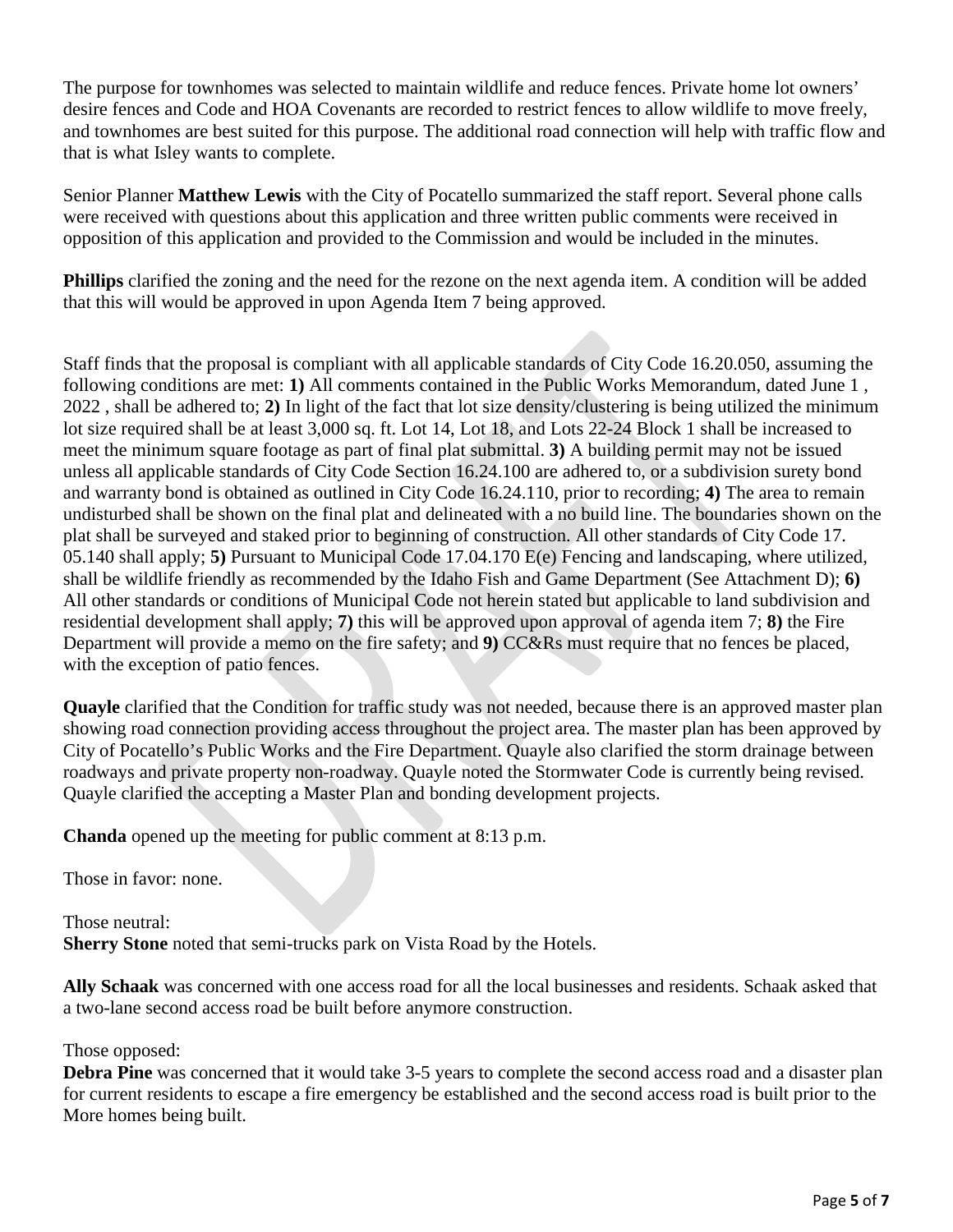The purpose for townhomes was selected to maintain wildlife and reduce fences. Private home lot owners' desire fences and Code and HOA Covenants are recorded to restrict fences to allow wildlife to move freely, and townhomes are best suited for this purpose. The additional road connection will help with traffic flow and that is what Isley wants to complete.

Senior Planner **Matthew Lewis** with the City of Pocatello summarized the staff report. Several phone calls were received with questions about this application and three written public comments were received in opposition of this application and provided to the Commission and would be included in the minutes.

**Phillips** clarified the zoning and the need for the rezone on the next agenda item. A condition will be added that this will would be approved in upon Agenda Item 7 being approved.

Staff finds that the proposal is compliant with all applicable standards of City Code 16.20.050, assuming the following conditions are met: **1)** All comments contained in the Public Works Memorandum, dated June 1 , 2022 , shall be adhered to; **2)** In light of the fact that lot size density/clustering is being utilized the minimum lot size required shall be at least 3,000 sq. ft. Lot 14, Lot 18, and Lots 22-24 Block 1 shall be increased to meet the minimum square footage as part of final plat submittal. **3)** A building permit may not be issued unless all applicable standards of City Code Section 16.24.100 are adhered to, or a subdivision surety bond and warranty bond is obtained as outlined in City Code 16.24.110, prior to recording; **4)** The area to remain undisturbed shall be shown on the final plat and delineated with a no build line. The boundaries shown on the plat shall be surveyed and staked prior to beginning of construction. All other standards of City Code 17. 05.140 shall apply; **5)** Pursuant to Municipal Code 17.04.170 E(e) Fencing and landscaping, where utilized, shall be wildlife friendly as recommended by the Idaho Fish and Game Department (See Attachment D); **6)** All other standards or conditions of Municipal Code not herein stated but applicable to land subdivision and residential development shall apply; **7)** this will be approved upon approval of agenda item 7; **8)** the Fire Department will provide a memo on the fire safety; and **9)** CC&Rs must require that no fences be placed, with the exception of patio fences.

**Quayle** clarified that the Condition for traffic study was not needed, because there is an approved master plan showing road connection providing access throughout the project area. The master plan has been approved by City of Pocatello's Public Works and the Fire Department. Quayle also clarified the storm drainage between roadways and private property non-roadway. Quayle noted the Stormwater Code is currently being revised. Quayle clarified the accepting a Master Plan and bonding development projects.

**Chanda** opened up the meeting for public comment at 8:13 p.m.

Those in favor: none.

Those neutral:
**Sherry Stone** noted that semi-trucks park on Vista Road by the Hotels.

**Ally Schaak** was concerned with one access road for all the local businesses and residents. Schaak asked that a two-lane second access road be built before anymore construction.

Those opposed:
**Debra Pine** was concerned that it would take 3-5 years to complete the second access road and a disaster plan for current residents to escape a fire emergency be established and the second access road is built prior to the More homes being built.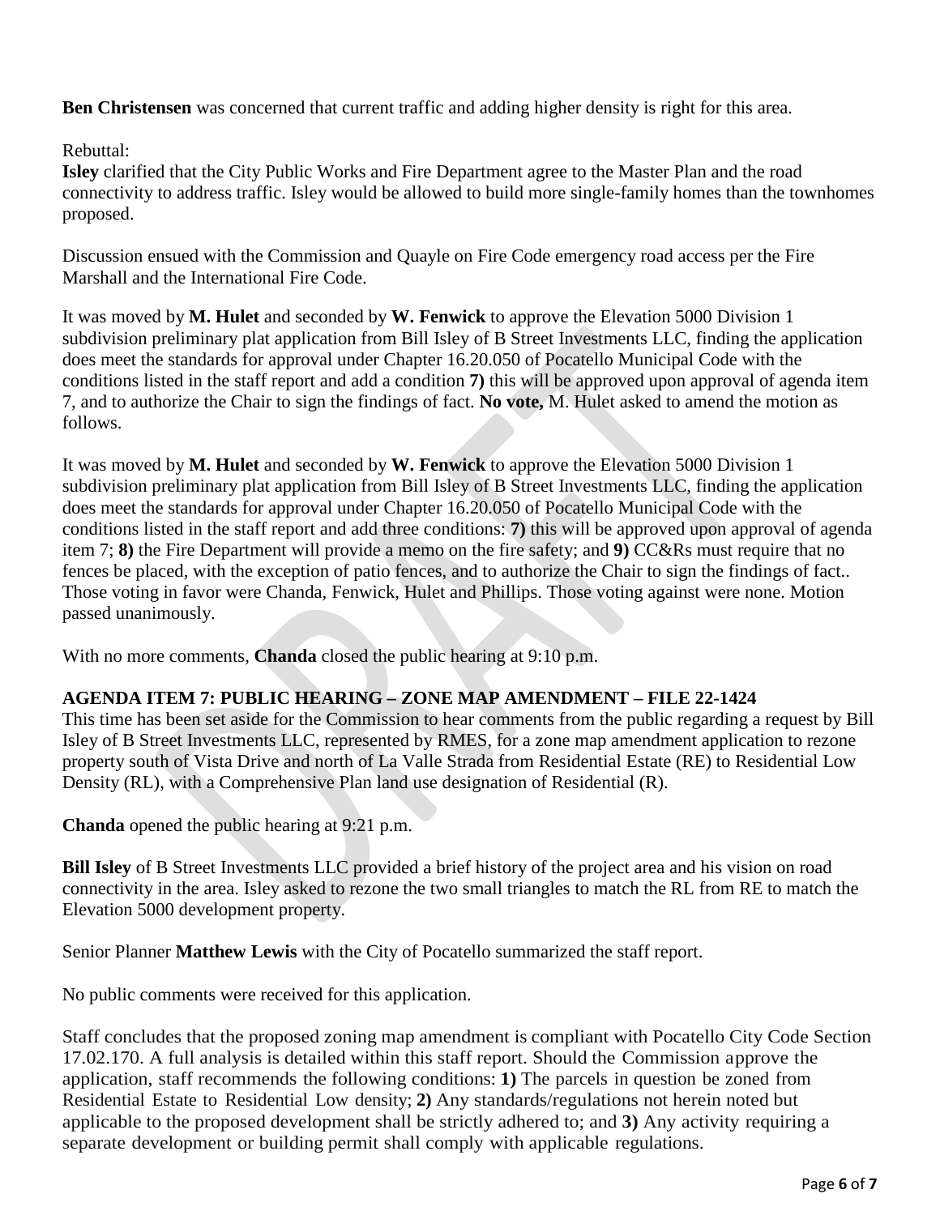**Ben Christensen** was concerned that current traffic and adding higher density is right for this area.

Rebuttal:
**Isley** clarified that the City Public Works and Fire Department agree to the Master Plan and the road connectivity to address traffic. Isley would be allowed to build more single-family homes than the townhomes proposed.

Discussion ensued with the Commission and Quayle on Fire Code emergency road access per the Fire Marshall and the International Fire Code.

It was moved by **M. Hulet** and seconded by **W. Fenwick** to approve the Elevation 5000 Division 1 subdivision preliminary plat application from Bill Isley of B Street Investments LLC, finding the application does meet the standards for approval under Chapter 16.20.050 of Pocatello Municipal Code with the conditions listed in the staff report and add a condition **7)** this will be approved upon approval of agenda item 7, and to authorize the Chair to sign the findings of fact. **No vote,** M. Hulet asked to amend the motion as follows.

It was moved by **M. Hulet** and seconded by **W. Fenwick** to approve the Elevation 5000 Division 1 subdivision preliminary plat application from Bill Isley of B Street Investments LLC, finding the application does meet the standards for approval under Chapter 16.20.050 of Pocatello Municipal Code with the conditions listed in the staff report and add three conditions: **7)** this will be approved upon approval of agenda item 7; **8)** the Fire Department will provide a memo on the fire safety; and **9)** CC&Rs must require that no fences be placed, with the exception of patio fences, and to authorize the Chair to sign the findings of fact.. Those voting in favor were Chanda, Fenwick, Hulet and Phillips. Those voting against were none. Motion passed unanimously.

With no more comments, **Chanda** closed the public hearing at 9:10 p.m.

**AGENDA ITEM 7: PUBLIC HEARING – ZONE MAP AMENDMENT – FILE 22-1424**
This time has been set aside for the Commission to hear comments from the public regarding a request by Bill Isley of B Street Investments LLC, represented by RMES, for a zone map amendment application to rezone property south of Vista Drive and north of La Valle Strada from Residential Estate (RE) to Residential Low Density (RL), with a Comprehensive Plan land use designation of Residential (R).

**Chanda** opened the public hearing at 9:21 p.m.

**Bill Isley** of B Street Investments LLC provided a brief history of the project area and his vision on road connectivity in the area. Isley asked to rezone the two small triangles to match the RL from RE to match the Elevation 5000 development property.

Senior Planner **Matthew Lewis** with the City of Pocatello summarized the staff report.

No public comments were received for this application.

Staff concludes that the proposed zoning map amendment is compliant with Pocatello City Code Section 17.02.170. A full analysis is detailed within this staff report. Should the Commission approve the application, staff recommends the following conditions: **1)** The parcels in question be zoned from Residential Estate to Residential Low density; **2)** Any standards/regulations not herein noted but applicable to the proposed development shall be strictly adhered to; and **3)** Any activity requiring a separate development or building permit shall comply with applicable regulations.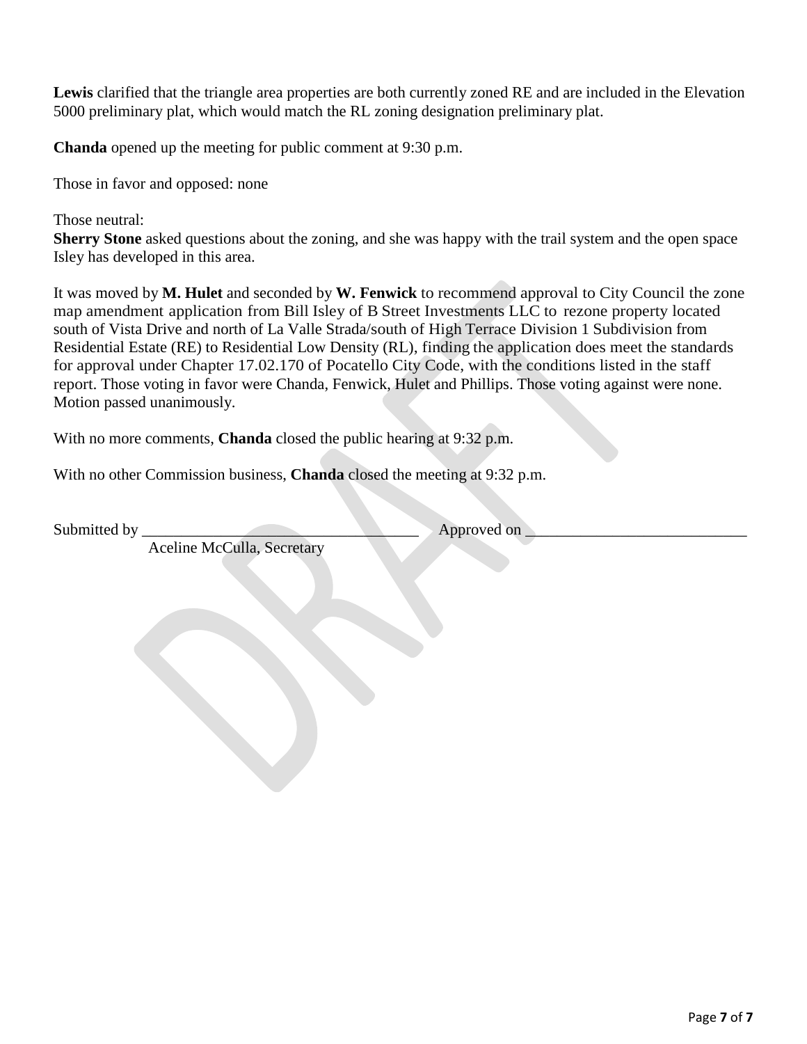**Lewis** clarified that the triangle area properties are both currently zoned RE and are included in the Elevation 5000 preliminary plat, which would match the RL zoning designation preliminary plat.

**Chanda** opened up the meeting for public comment at 9:30 p.m.

Those in favor and opposed: none

Those neutral:
**Sherry Stone** asked questions about the zoning, and she was happy with the trail system and the open space Isley has developed in this area.

It was moved by **M. Hulet** and seconded by **W. Fenwick** to recommend approval to City Council the zone map amendment application from Bill Isley of B Street Investments LLC to rezone property located south of Vista Drive and north of La Valle Strada/south of High Terrace Division 1 Subdivision from Residential Estate (RE) to Residential Low Density (RL), finding the application does meet the standards for approval under Chapter 17.02.170 of Pocatello City Code, with the conditions listed in the staff report. Those voting in favor were Chanda, Fenwick, Hulet and Phillips. Those voting against were none. Motion passed unanimously.

With no more comments, **Chanda** closed the public hearing at 9:32 p.m.

With no other Commission business, **Chanda** closed the meeting at 9:32 p.m.

Submitted by ___________________________________ Approved on ____________________________
Aceline McCulla, Secretary